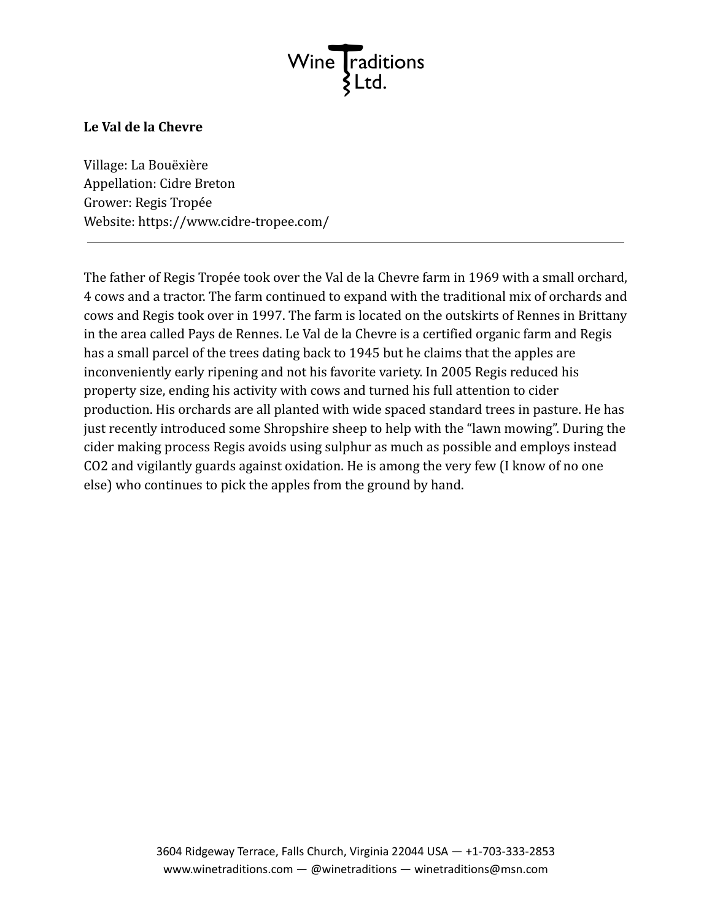Wine Traditions Ltd.

**Le Val de la Chevre**

Village: La Bouëxière
Appellation: Cidre Breton
Grower: Regis Tropée
Website: https://www.cidre-tropee.com/

---

The father of Regis Tropée took over the Val de la Chevre farm in 1969 with a small orchard, 4 cows and a tractor. The farm continued to expand with the traditional mix of orchards and cows and Regis took over in 1997. The farm is located on the outskirts of Rennes in Brittany in the area called Pays de Rennes. Le Val de la Chevre is a certified organic farm and Regis has a small parcel of the trees dating back to 1945 but he claims that the apples are inconveniently early ripening and not his favorite variety. In 2005 Regis reduced his property size, ending his activity with cows and turned his full attention to cider production. His orchards are all planted with wide spaced standard trees in pasture. He has just recently introduced some Shropshire sheep to help with the "lawn mowing". During the cider making process Regis avoids using sulphur as much as possible and employs instead $CO_2$ and vigilantly guards against oxidation. He is among the very few (I know of no one else) who continues to pick the apples from the ground by hand.

3604 Ridgeway Terrace, Falls Church, Virginia 22044 USA — +1-703-333-2853
www.winetraditions.com — @winetraditions — winetraditions@msn.com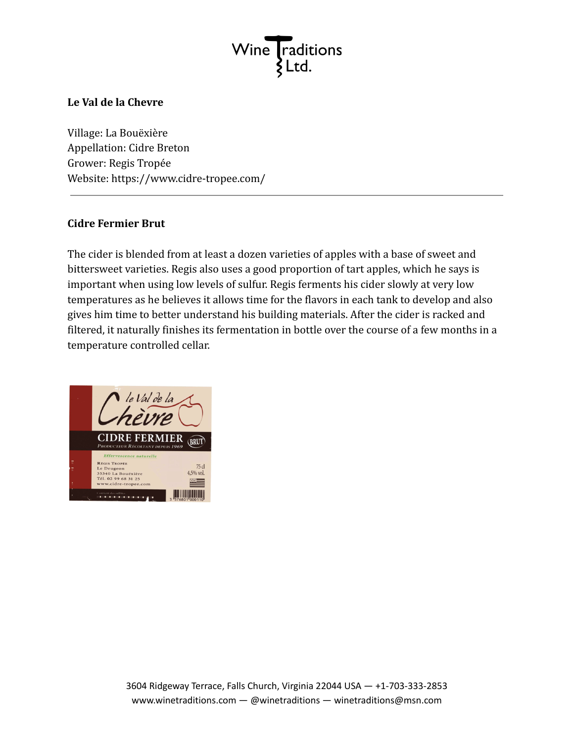**Le Val de la Chevre**

Village: La Bouëxière
Appellation: Cidre Breton
Grower: Regis Tropée
Website: https://www.cidre-tropee.com/

---

**Cidre Fermier Brut**

The cider is blended from at least a dozen varieties of apples with a base of sweet and bittersweet varieties. Regis also uses a good proportion of tart apples, which he says is important when using low levels of sulfur. Regis ferments his cider slowly at very low temperatures as he believes it allows time for the flavors in each tank to develop and also gives him time to better understand his building materials. After the cider is racked and filtered, it naturally finishes its fermentation in bottle over the course of a few months in a temperature controlled cellar.

3604 Ridgeway Terrace, Falls Church, Virginia 22044 USA — +1-703-333-2853
www.winetraditions.com — @winetraditions — winetraditions@msn.com